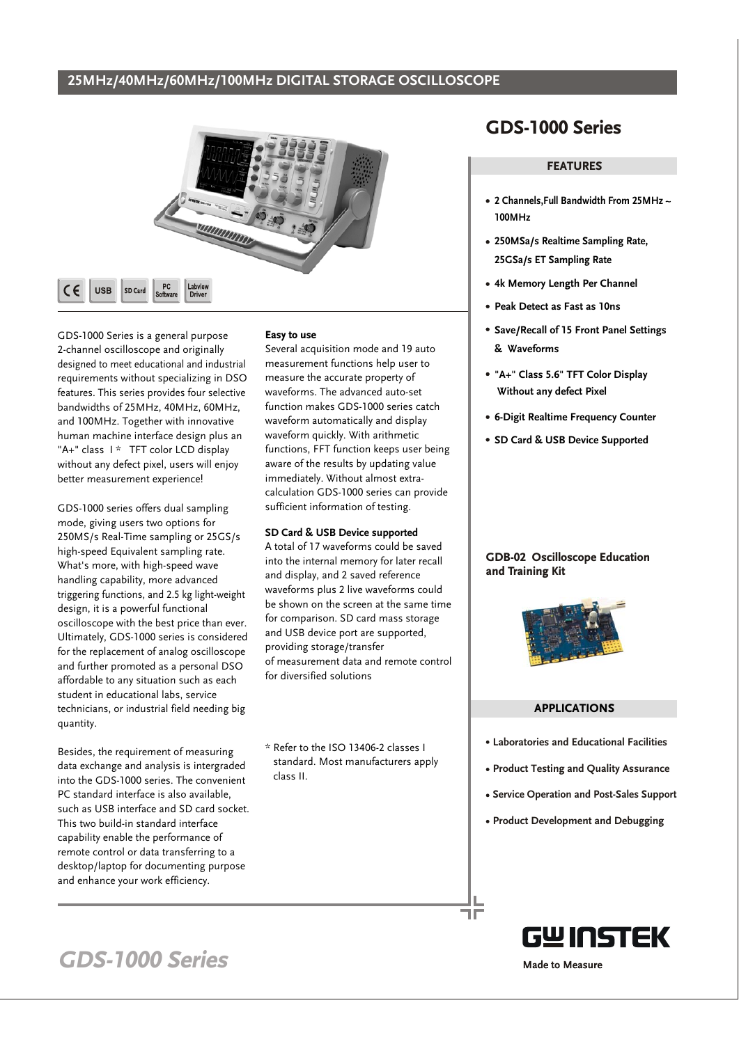## 25MHz/40MHz/60MHz/100MHz DIGITAL STORAGE OSCILLOSCOPE

CE USB SD Card PC Software Labview Driver

GDS-1000 Series is a general purpose 2-channel oscilloscope and originally designed to meet educational and industrial requirements without specializing in DSO features. This series provides four selective bandwidths of 25MHz, 40MHz, 60MHz, and 100MHz. Together with innovative human machine interface design plus an "A+" class Ⅰ* TFT color LCD display without any defect pixel, users will enjoy better measurement experience!

GDS-1000 series offers dual sampling mode, giving users two options for 250MS/s Real-Time sampling or 25GS/s high-speed Equivalent sampling rate. What's more, with high-speed wave handling capability, more advanced triggering functions, and 2.5 kg light-weight design, it is a powerful functional oscilloscope with the best price than ever. Ultimately, GDS-1000 series is considered for the replacement of analog oscilloscope and further promoted as a personal DSO affordable to any situation such as each student in educational labs, service technicians, or industrial field needing big quantity.

Besides, the requirement of measuring data exchange and analysis is intergraded into the GDS-1000 series. The convenient PC standard interface is also available, such as USB interface and SD card socket. This two build-in standard interface capability enable the performance of remote control or data transferring to a desktop/laptop for documenting purpose and enhance your work efficiency.

**Easy to use**
Several acquisition mode and 19 auto measurement functions help user to measure the accurate property of waveforms. The advanced auto-set function makes GDS-1000 series catch waveform automatically and display waveform quickly. With arithmetic functions, FFT function keeps user being aware of the results by updating value immediately. Without almost extra-calculation GDS-1000 series can provide sufficient information of testing.

**SD Card & USB Device supported**
A total of 17 waveforms could be saved into the internal memory for later recall and display, and 2 saved reference waveforms plus 2 live waveforms could be shown on the screen at the same time for comparison. SD card mass storage and USB device port are supported, providing storage/transfer of measurement data and remote control for diversified solutions

\* Refer to the ISO 13406-2 classes I standard. Most manufacturers apply class II.

# GDS-1000 Series

### FEATURES

- 2 Channels,Full Bandwidth From 25MHz ~ 100MHz
- 250MSa/s Realtime Sampling Rate, 25GSa/s ET Sampling Rate
- 4k Memory Length Per Channel
- Peak Detect as Fast as 10ns
- Save/Recall of 15 Front Panel Settings & Waveforms
- "A+" Class 5.6" TFT Color Display Without any defect Pixel
- 6-Digit Realtime Frequency Counter
- SD Card & USB Device Supported

**GDB-02 Oscilloscope Education and Training Kit**

### APPLICATIONS

- Laboratories and Educational Facilities
- Product Testing and Quality Assurance
- Service Operation and Post-Sales Support
- Product Development and Debugging

GW INSTEK
Made to Measure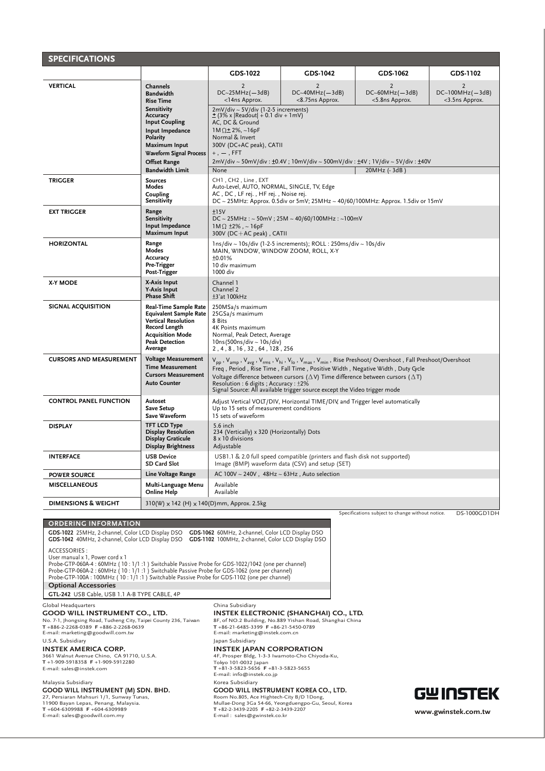## SPECIFICATIONS

| | | GDS-1022 | GDS-1042 | GDS-1062 | GDS-1102 |
|---|---|---|---|---|---|
| **VERTICAL** | **Channels**<br>**Bandwidth**<br>**Rise Time** | 2<br>DC~25MHz(—3dB)<br><14ns Approx. | 2<br>DC~40MHz(—3dB)<br><8.75ns Approx. | 2<br>DC~60MHz(—3dB)<br><5.8ns Approx. | 2<br>DC~100MHz(—3dB)<br><3.5ns Approx. |
| | **Sensitivity**<br>**Accuracy**<br>**Input Coupling**<br>**Input Impedance**<br>**Polarity**<br>**Maximum Input**<br>**Waveform Signal Process**<br>**Offset Range** | 2mV/div ~ 5V/div (1-2-5 increments)<br>± (3% x \|Readout\| + 0.1 div + 1mV)<br>AC, DC & Ground<br>1MΩ± 2%, ~16pF<br>Normal & Invert<br>300V (DC+AC peak), CATII<br>+, —, FFT<br>2mV/div ~ 50mV/div : ±0.4V ; 10mV/div ~ 500mV/div : ±4V ; 1V/div ~ 5V/div : ±40V | | | |
| | **Bandwidth Limit** | None | | 20MHz (- 3dB ) | |
| **TRIGGER** | **Sources**<br>**Modes**<br>**Coupling**<br>**Sensitivity** | CH1 , CH2 , Line , EXT<br>Auto-Level, AUTO, NORMAL, SINGLE, TV, Edge<br>AC , DC , LF rej. , HF rej. , Noise rej.<br>DC ~ 25MHz: Approx. 0.5div or 5mV; 25MHz ~ 40/60/100MHz: Approx. 1.5div or 15mV | | | |
| **EXT TRIGGER** | **Range**<br>**Sensitivity**<br>**Input Impedance**<br>**Maximum Input** | ±15V<br>DC ~ 25MHz : ~ 50mV ; 25M ~ 40/60/100MHz : ~100mV<br>1MΩ ±2% , ~ 16pF<br>300V (DC+AC peak) , CATII | | | |
| **HORIZONTAL** | **Range**<br>**Modes**<br>**Accuracy**<br>**Pre-Trigger**<br>**Post-Trigger** | 1ns/div ~ 10s/div (1-2-5 increments); ROLL : 250ms/div ~ 10s/div<br>MAIN, WINDOW, WINDOW ZOOM, ROLL, X-Y<br>±0.01%<br>10 div maximum<br>1000 div | | | |
| **X-Y MODE** | **X-Axis Input**<br>**Y-Axis Input**<br>**Phase Shift** | Channel 1<br>Channel 2<br>±3°at 100kHz | | | |
| **SIGNAL ACQUISITION** | **Real-Time Sample Rate**<br>**Equivalent Sample Rate**<br>**Vertical Resolution**<br>**Record Length**<br>**Acquisition Mode**<br>**Peak Detection**<br>**Average** | 250MSa/s maximum<br>25GSa/s maximum<br>8 Bits<br>4K Points maximum<br>Normal, Peak Detect, Average<br>10ns(500ns/div ~ 10s/div)<br>2 , 4 , 8 , 16 , 32 , 64 , 128 , 256 | | | |
| **CURSORS AND MEASUREMENT** | **Voltage Measurement**<br>**Time Measurement**<br>**Cursors Measurement**<br>**Auto Counter** | $V_{pp}$ , $V_{amp}$ , $V_{avg}$ , $V_{rms}$ , $V_{hi}$ , $V_{lo}$ , $V_{max}$ , $V_{min}$ , Rise Preshoot/ Overshoot , Fall Preshoot/Overshoot<br>Freq , Period , Rise Time , Fall Time , Positive Width , Negative Width , Duty Cycle<br>Voltage difference between cursors ($\Delta$V) Time difference between cursors ($\Delta$T)<br>Resolution : 6 digits ; Accuracy : ±2%<br>Signal Source: All available trigger source except the Video trigger mode | | | |
| **CONTROL PANEL FUNCTION** | **Autoset**<br>**Save Setup**<br>**Save Waveform** | Adjust Vertical VOLT/DIV, Horizontal TIME/DIV, and Trigger level automatically<br>Up to 15 sets of measurement conditions<br>15 sets of waveform | | | |
| **DISPLAY** | **TFT LCD Type**<br>**Display Resolution**<br>**Display Graticule**<br>**Display Brightness** | 5.6 inch<br>234 (Vertically) x 320 (Horizontally) Dots<br>8 x 10 divisions<br>Adjustable | | | |
| **INTERFACE** | **USB Device**<br>**SD Card Slot** | USB1.1 & 2.0 full speed compatible (printers and flash disk not supported)<br>Image (BMP) waveform data (CSV) and setup (SET) | | | |
| **POWER SOURCE** | **Line Voltage Range** | AC 100V ~ 240V , 48Hz ~ 63Hz , Auto selection | | | |
| **MISCELLANEOUS** | **Multi-Language Menu**<br>**Online Help** | Available<br>Available | | | |
| **DIMENSIONS & WEIGHT** | 310(W) x 142 (H) x 140(D)mm, Approx. 2.5kg | | | | |

Specifications subject to change without notice. DS-1000GD1DH

## ORDERING INFORMATION

**GDS-1022** 25MHz, 2-channel, Color LCD Display DSO
**GDS-1042** 40MHz, 2-channel, Color LCD Display DSO
**GDS-1062** 60MHz, 2-channel, Color LCD Display DSO
**GDS-1102** 100MHz, 2-channel, Color LCD Display DSO

ACCESSORIES :
User manual x 1, Power cord x 1
Probe-GTP-060A-4 : 60MHz ( 10 : 1/1 :1 ) Switchable Passive Probe for GDS-1022/1042 (one per channel)
Probe-GTP-060A-2 : 60MHz ( 10 : 1/1 :1 ) Switchable Passive Probe for GDS-1062 (one per channel)
Probe-GTP-100A : 100MHz ( 10 : 1/1 :1 ) Switchable Passive Probe for GDS-1102 (one per channel)

**Optional Accessories**

**GTL-242** USB Cable, USB 1.1 A-B TYPE CABLE, 4P

Global Headquarters
**GOOD WILL INSTRUMENT CO., LTD.**
No. 7-1, Jhongsing Road, Tucheng City, Taipei County 236, Taiwan
**T** +886-2-2268-0389 **F** +886-2-2268-0639
E-mail: marketing@goodwill.com.tw

U.S.A. Subsidiary
**INSTEK AMERICA CORP.**
3661 Walnut Avenue Chino, CA 91710, U.S.A.
**T** +1-909-5918358 **F** +1-909-5912280
E-mail: sales@instek.com

Malaysia Subsidiary
**GOOD WILL INSTRUMENT (M) SDN. BHD.**
27, Persiaran Mahsuri 1/1, Sunway Tunas,
11900 Bayan Lepas, Penang, Malaysia.
**T** +604-6309988 **F** +604-6309989
E-mail: sales@goodwill.com.my

China Subsidiary
**INSTEK ELECTRONIC (SHANGHAI) CO., LTD.**
8F, of NO.2 Building, No.889 Yishan Road, Shanghai China
**T** +86-21-6485-3399 **F** +86-21-5450-0789
E-mail: marketing@instek.com.cn

Japan Subsidiary
**INSTEK JAPAN CORPORATION**
4F, Prosper Bldg, 1-3-3 Iwamoto-Cho Chiyoda-Ku,
Tokyo 101-0032 Japan
**T** +81-3-5823-5656 **F** +81-3-5823-5655
E-mail: info@instek.co.jp

Korea Subsidiary
**GOOD WILL INSTRUMENT KOREA CO., LTD.**
Room No.805, Ace Hightech-City B/D 1Dong,
Mullae-Dong 3Ga 54-66, Yeongduengpo-Gu, Seoul, Korea
**T** +82-2-3439-2205 **F** +82-2-3439-2207
E-mail : sales@gwinstek.co.kr

**GW INSTEK**
www.gwinstek.com.tw